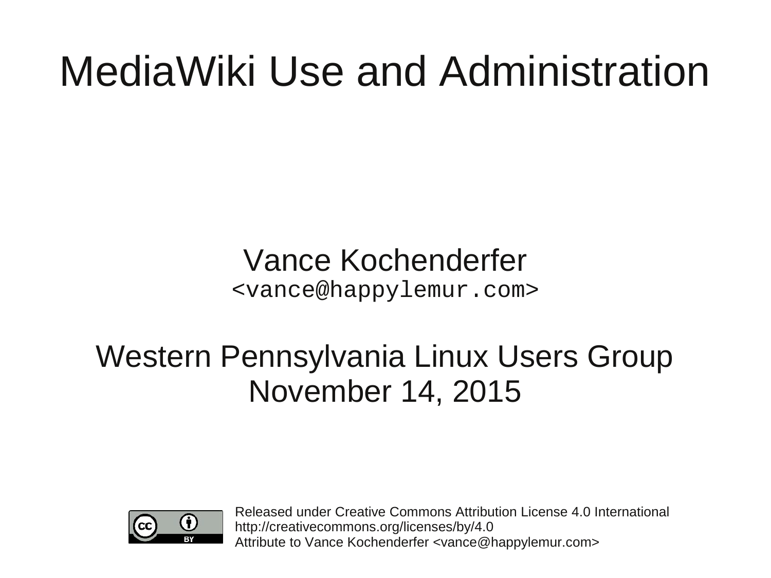# MediaWiki Use and Administration

Vance Kochenderfer
`<vance@happylemur.com>`

Western Pennsylvania Linux Users Group
November 14, 2015

Released under Creative Commons Attribution License 4.0 International
http://creativecommons.org/licenses/by/4.0
Attribute to Vance Kochenderfer <vance@happylemur.com>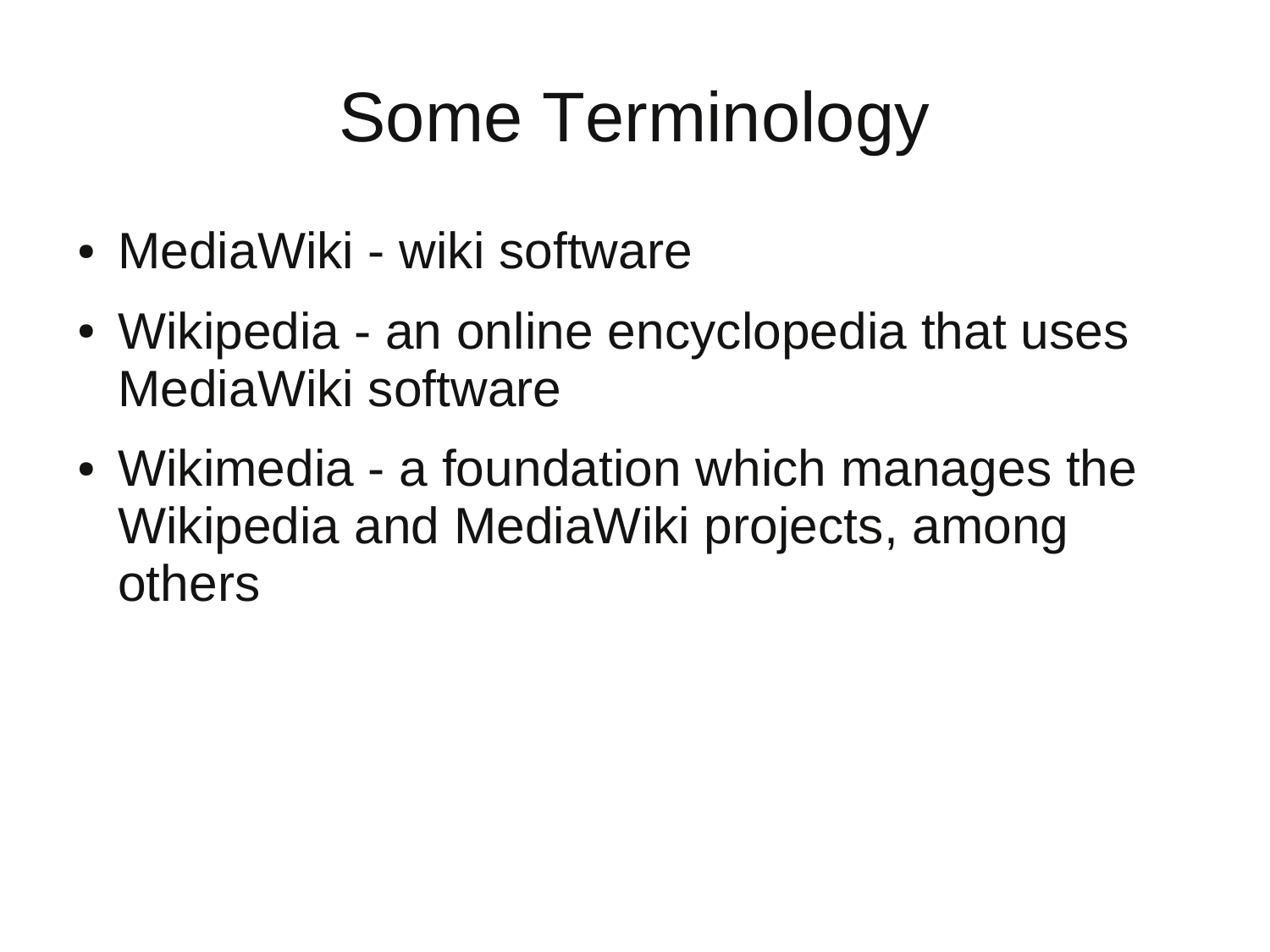# Some Terminology

- MediaWiki - wiki software
- Wikipedia - an online encyclopedia that uses MediaWiki software
- Wikimedia - a foundation which manages the Wikipedia and MediaWiki projects, among others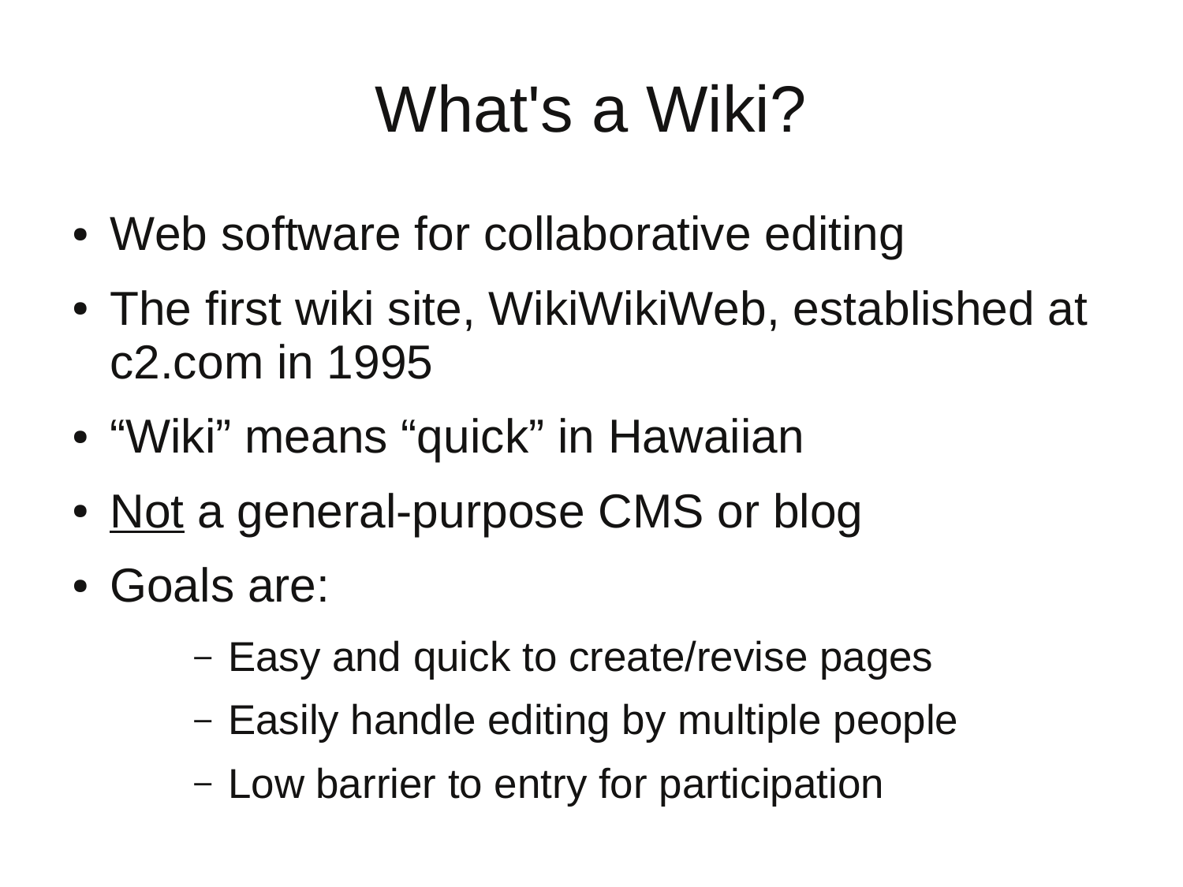# What's a Wiki?

- Web software for collaborative editing
- The first wiki site, WikiWikiWeb, established at c2.com in 1995
- “Wiki” means “quick” in Hawaiian
- <u>Not</u> a general-purpose CMS or blog
- Goals are:
  - Easy and quick to create/revise pages
  - Easily handle editing by multiple people
  - Low barrier to entry for participation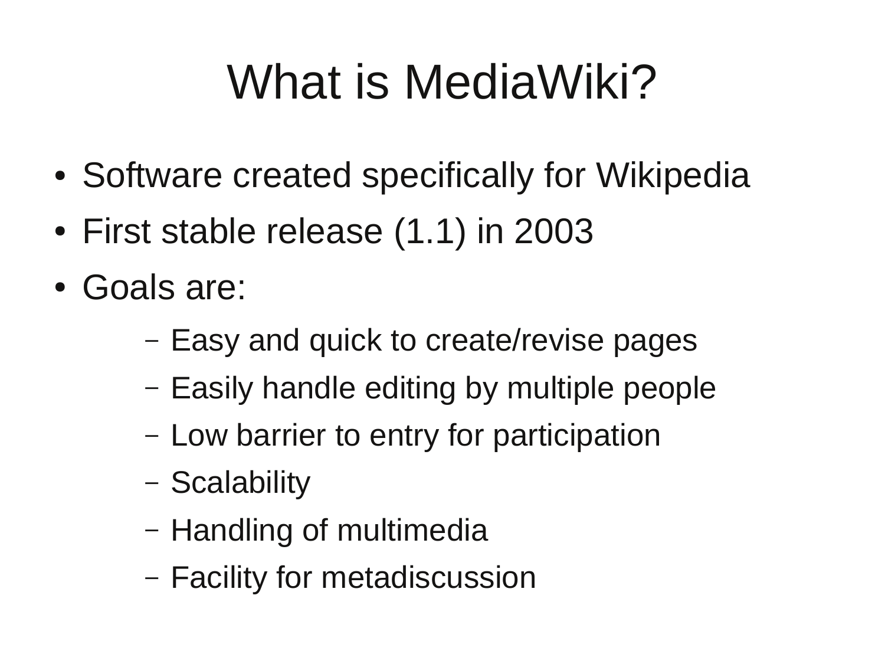# What is MediaWiki?

- Software created specifically for Wikipedia
- First stable release (1.1) in 2003
- Goals are:
  - Easy and quick to create/revise pages
  - Easily handle editing by multiple people
  - Low barrier to entry for participation
  - Scalability
  - Handling of multimedia
  - Facility for metadiscussion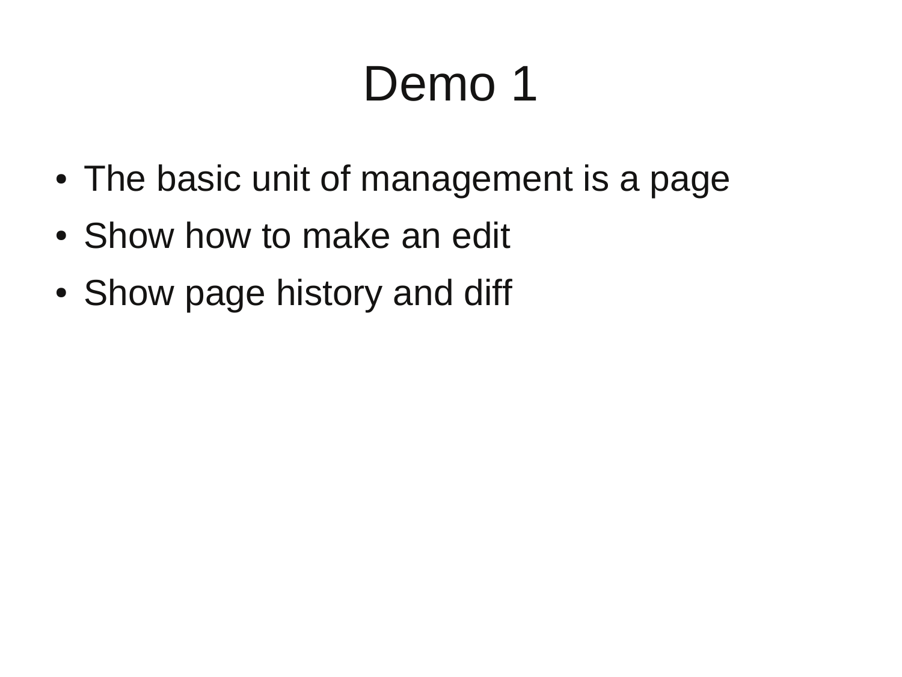# Demo 1

- The basic unit of management is a page
- Show how to make an edit
- Show page history and diff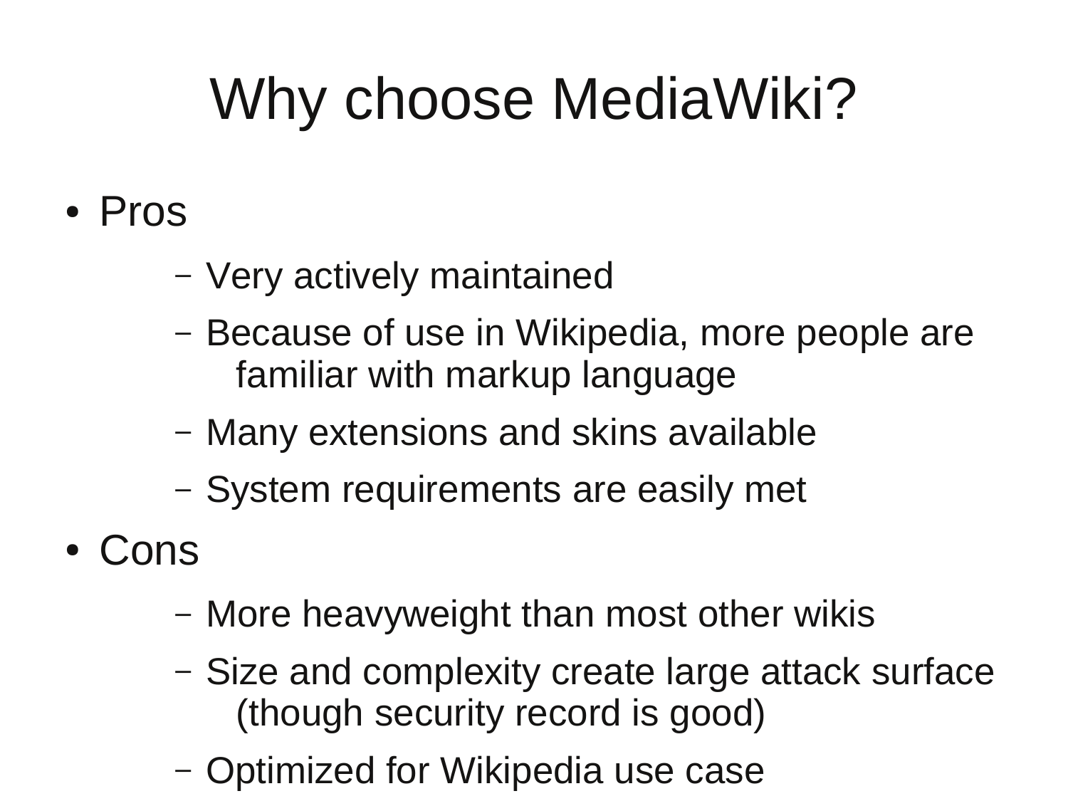# Why choose MediaWiki?

- Pros
  - Very actively maintained
  - Because of use in Wikipedia, more people are familiar with markup language
  - Many extensions and skins available
  - System requirements are easily met
- Cons
  - More heavyweight than most other wikis
  - Size and complexity create large attack surface (though security record is good)
  - Optimized for Wikipedia use case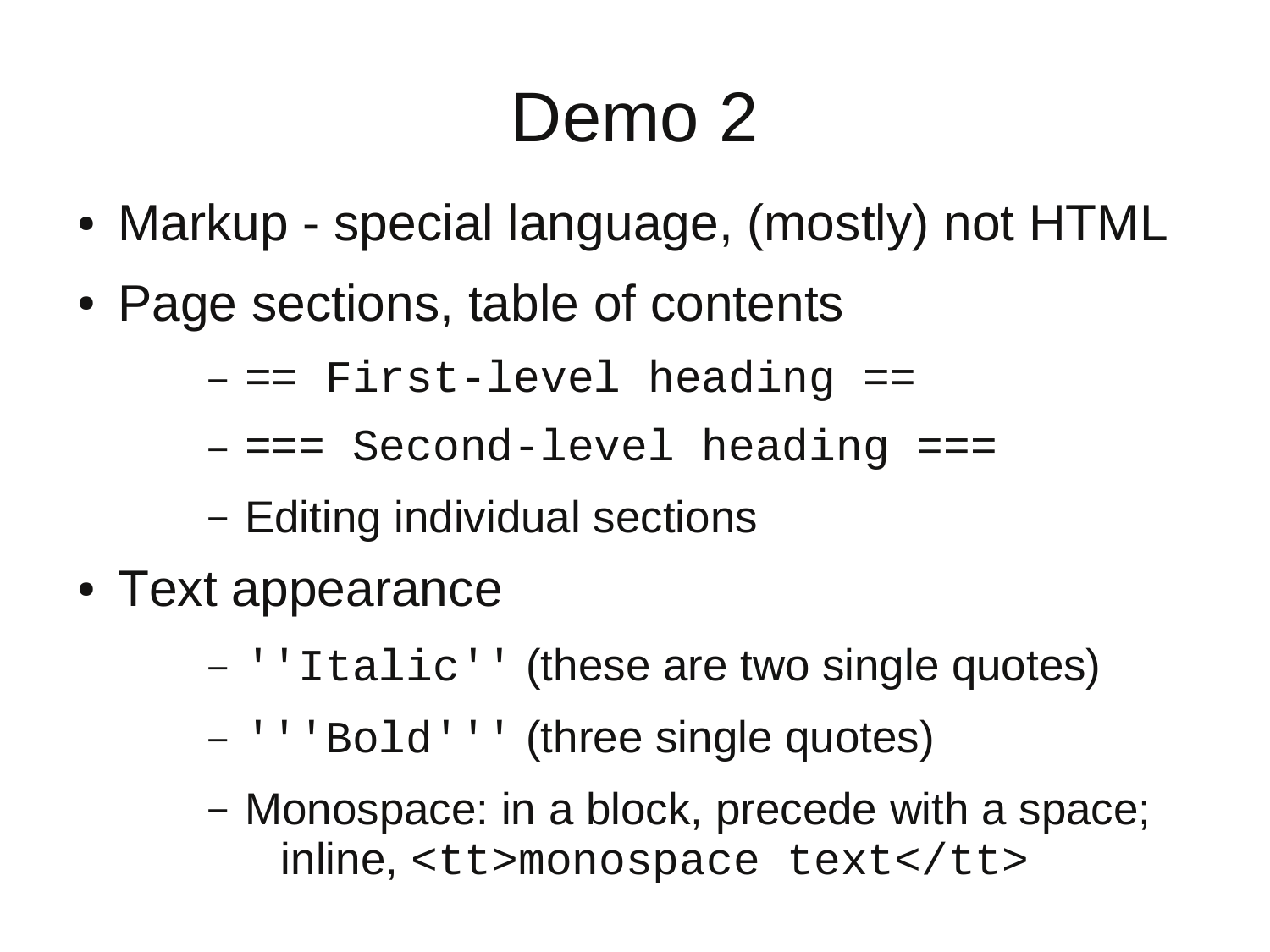# Demo 2

- Markup - special language, (mostly) not HTML
- Page sections, table of contents
  - `== First-level heading ==`
  - `=== Second-level heading ===`
  - Editing individual sections
- Text appearance
  - `''Italic''` (these are two single quotes)
  - `'''Bold'''` (three single quotes)
  - Monospace: in a block, precede with a space; inline, `<tt>monospace text</tt>`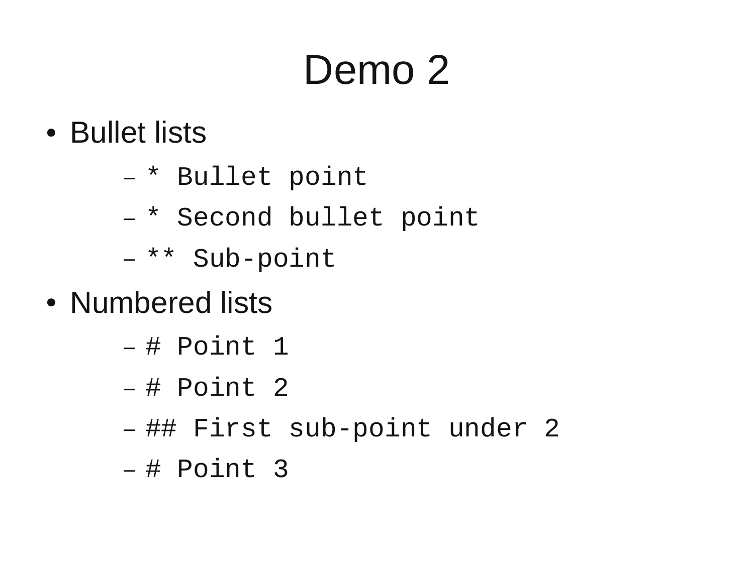# Demo 2

- Bullet lists
  - `* Bullet point`
  - `* Second bullet point`
  - `** Sub-point`
- Numbered lists
  - `# Point 1`
  - `# Point 2`
  - `## First sub-point under 2`
  - `# Point 3`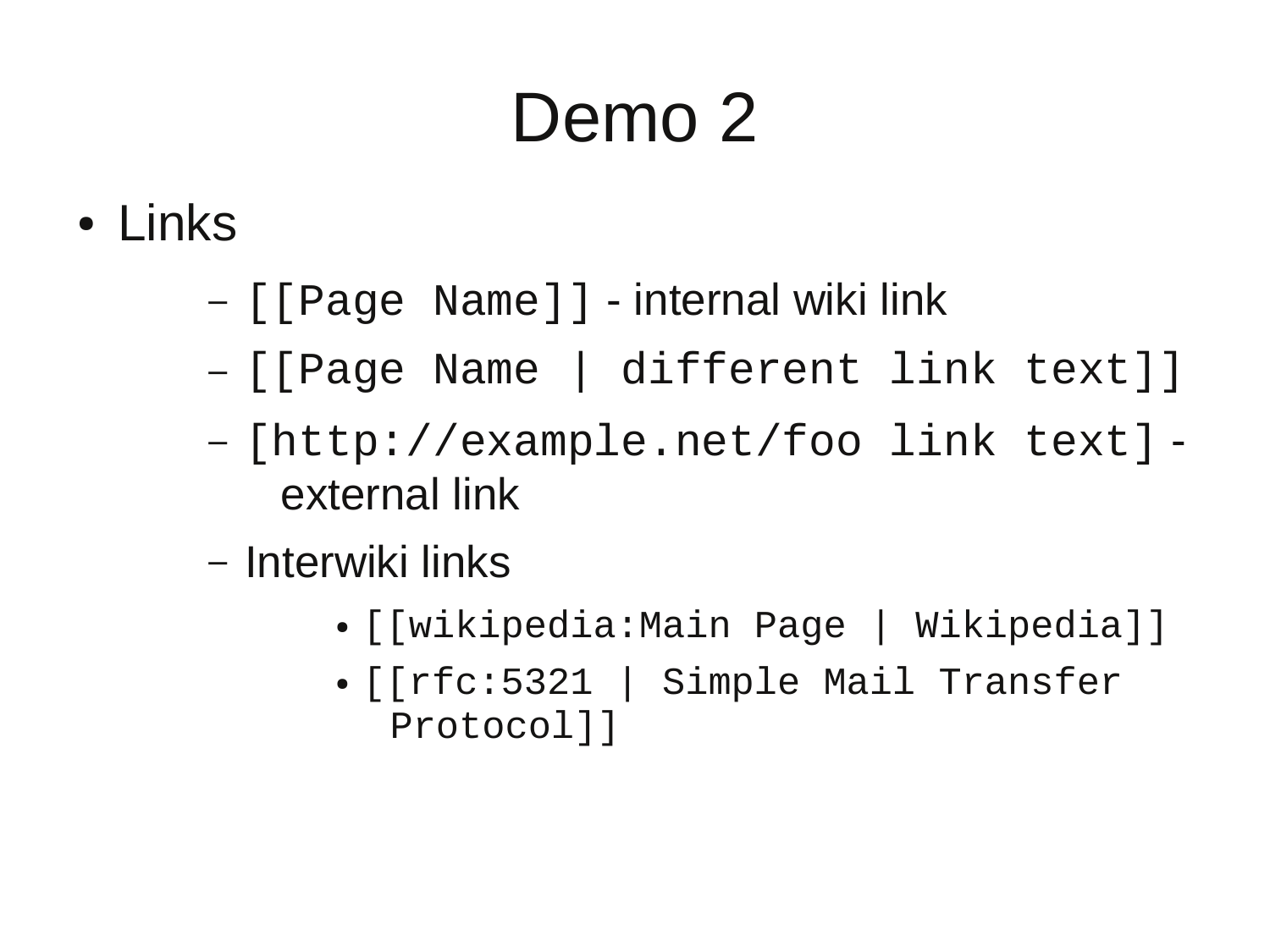# Demo 2

- Links
  - `[[Page Name]]` - internal wiki link
  - `[[Page Name | different link text]]`
  - `[http://example.net/foo link text]` - external link
  - Interwiki links
    - `[[wikipedia:Main Page | Wikipedia]]`
    - `[[rfc:5321 | Simple Mail Transfer Protocol]]`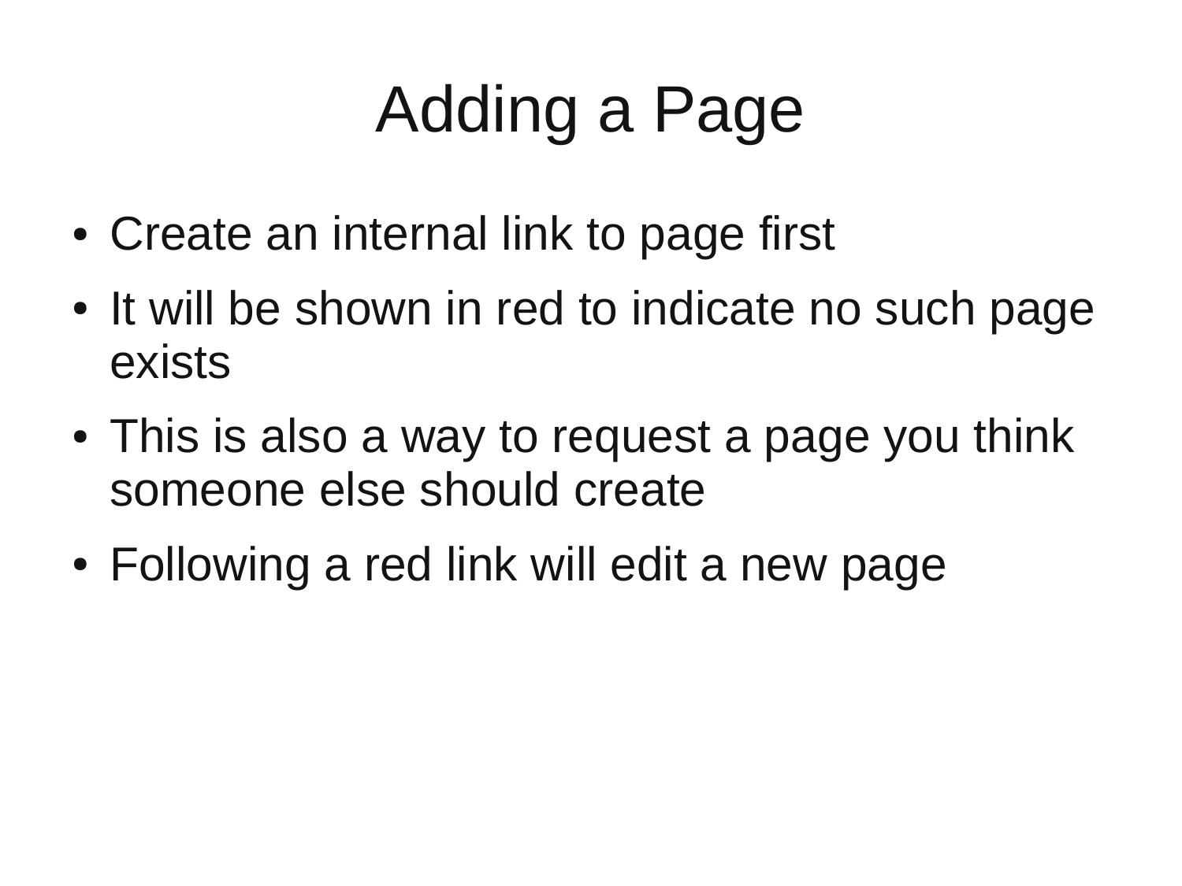# Adding a Page

- Create an internal link to page first
- It will be shown in red to indicate no such page exists
- This is also a way to request a page you think someone else should create
- Following a red link will edit a new page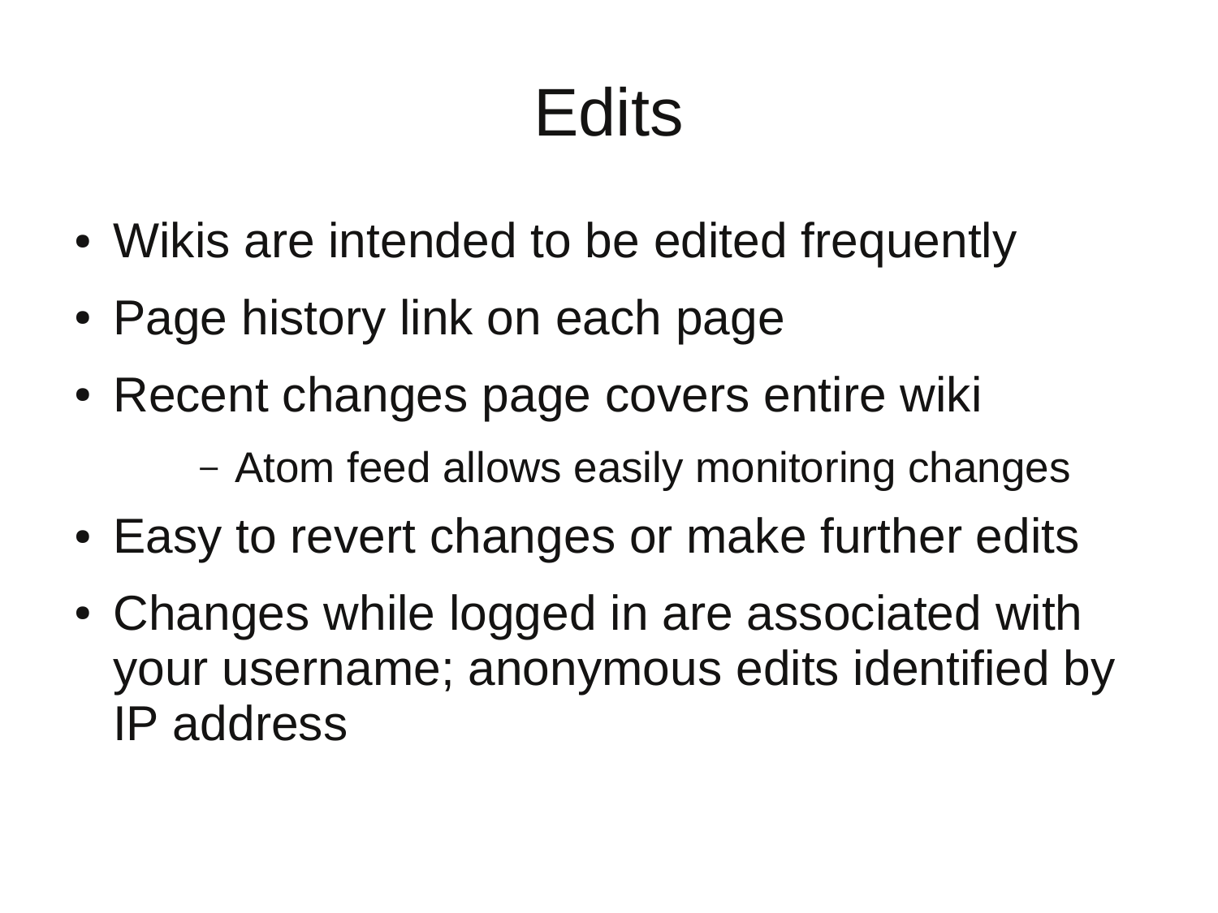# Edits

- Wikis are intended to be edited frequently
- Page history link on each page
- Recent changes page covers entire wiki
  - Atom feed allows easily monitoring changes
- Easy to revert changes or make further edits
- Changes while logged in are associated with your username; anonymous edits identified by IP address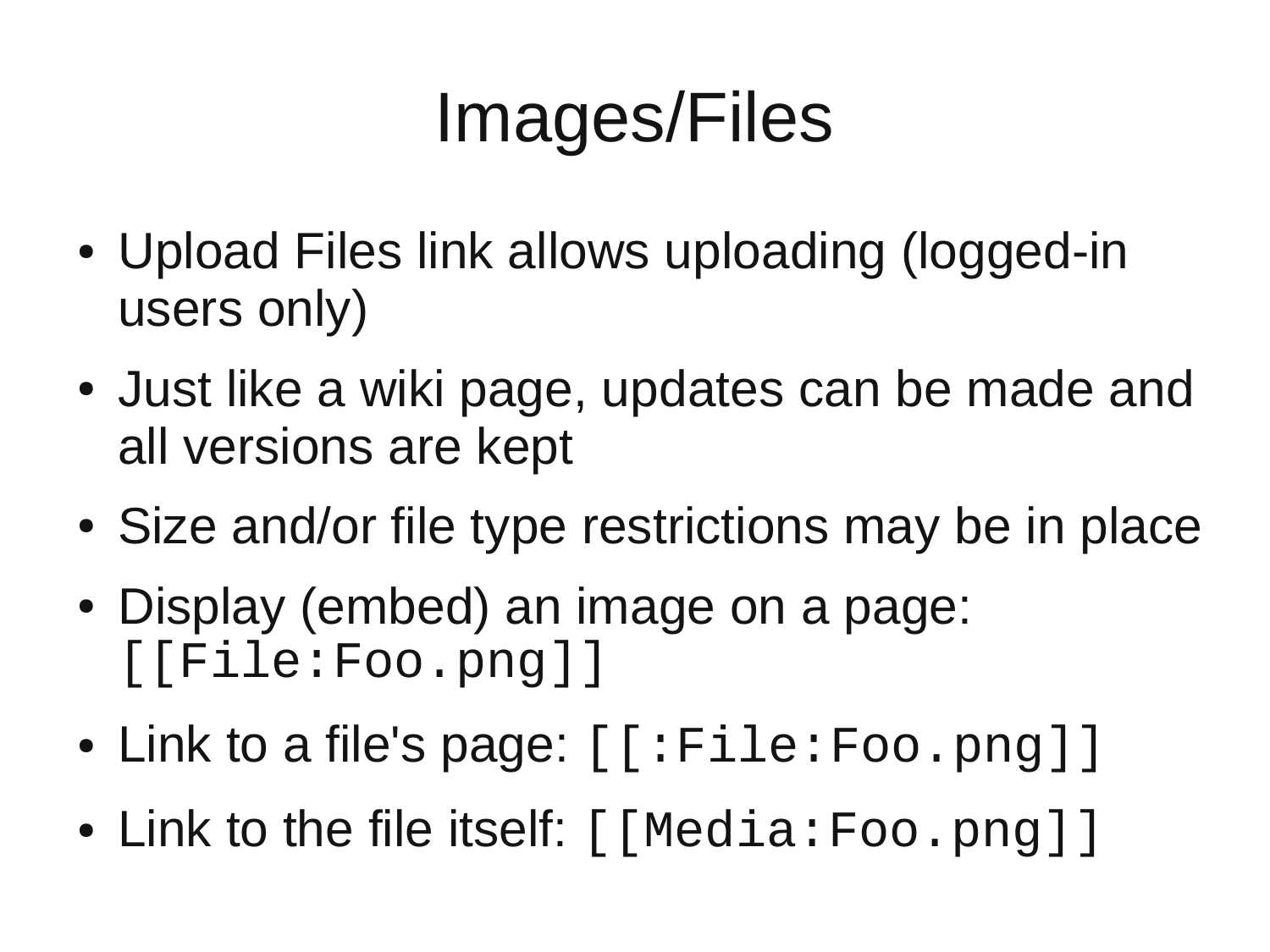# Images/Files

- Upload Files link allows uploading (logged-in users only)
- Just like a wiki page, updates can be made and all versions are kept
- Size and/or file type restrictions may be in place
- Display (embed) an image on a page: `[[File:Foo.png]]`
- Link to a file's page: `[[:File:Foo.png]]`
- Link to the file itself: `[[Media:Foo.png]]`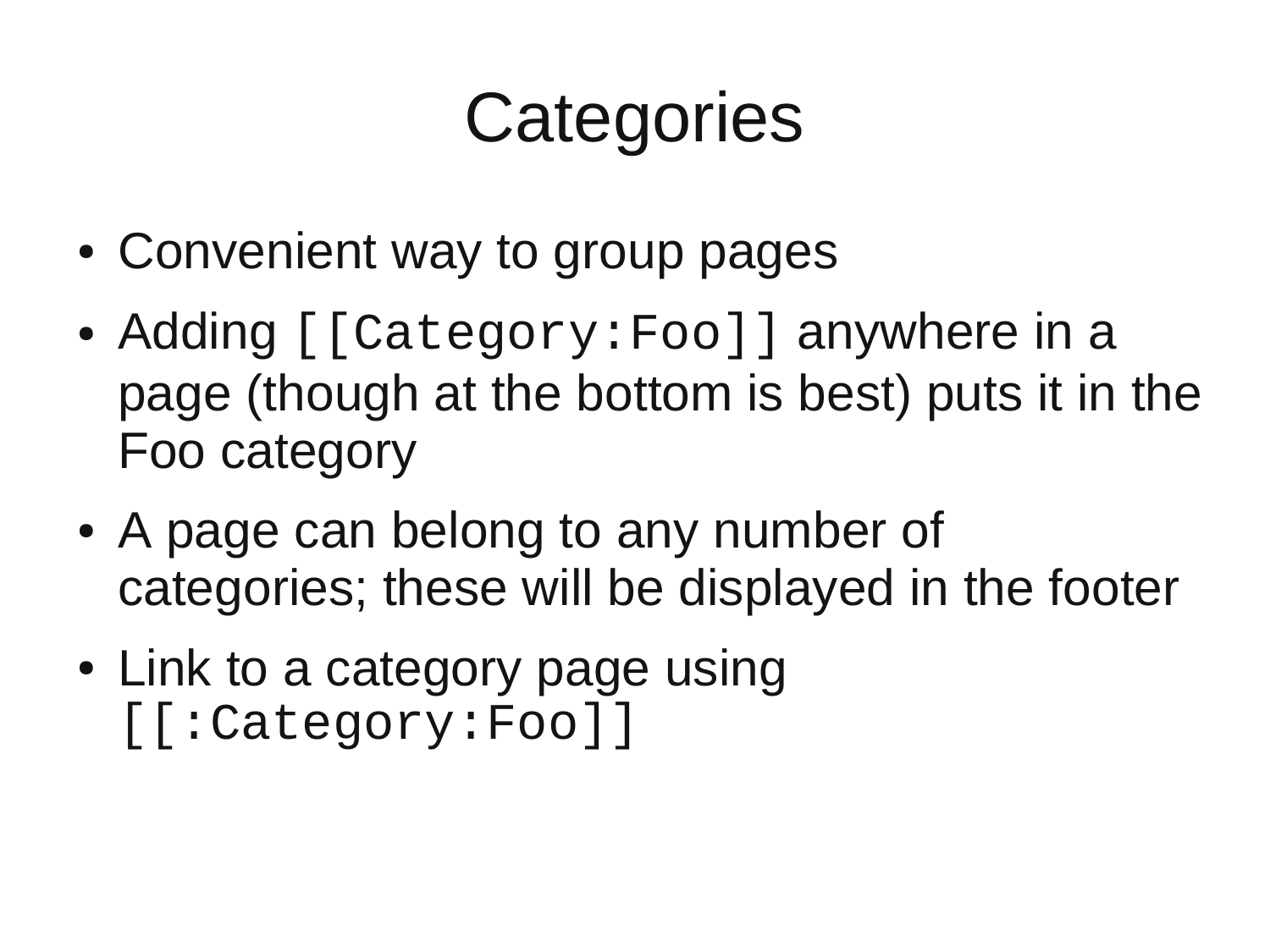# Categories

- Convenient way to group pages
- Adding `[[Category:Foo]]` anywhere in a page (though at the bottom is best) puts it in the Foo category
- A page can belong to any number of categories; these will be displayed in the footer
- Link to a category page using `[[:Category:Foo]]`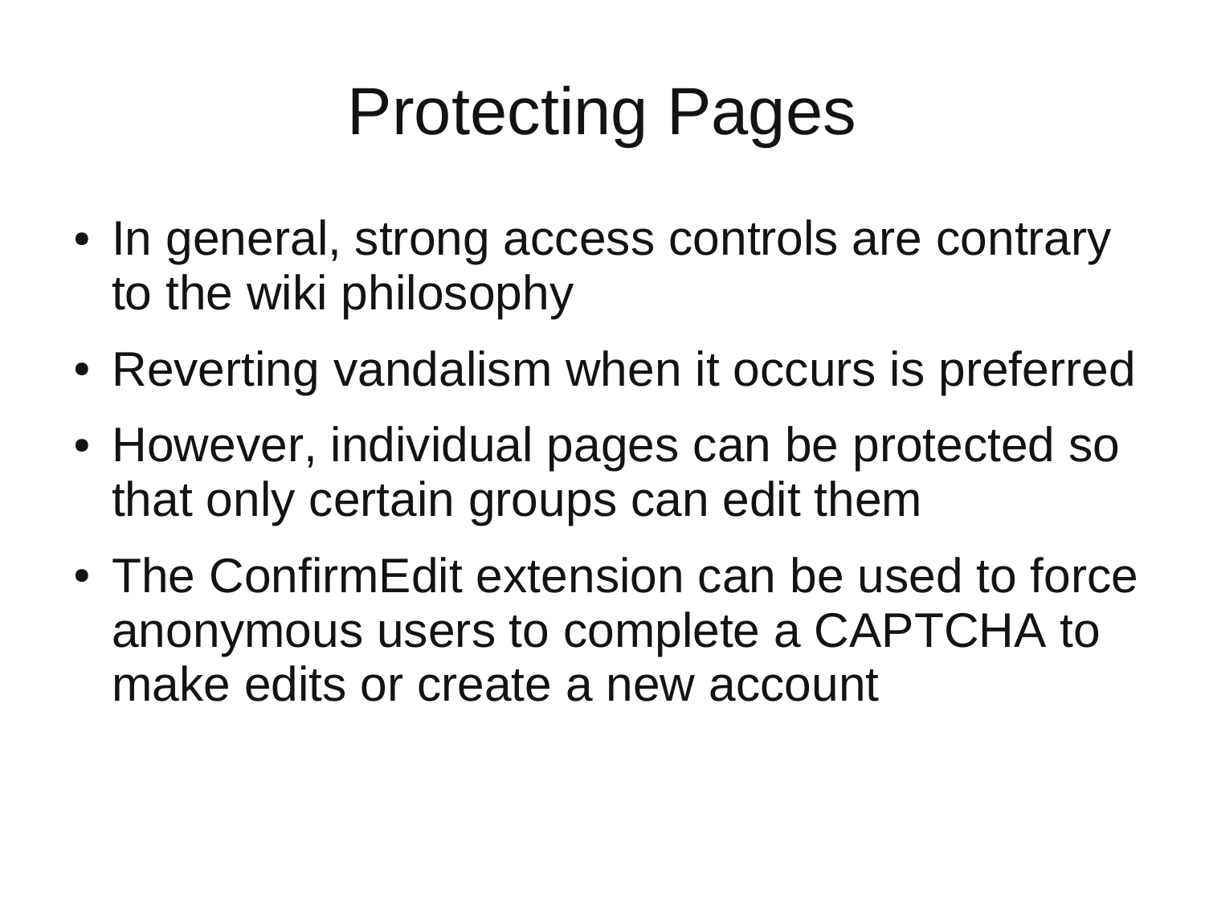# Protecting Pages

- In general, strong access controls are contrary to the wiki philosophy
- Reverting vandalism when it occurs is preferred
- However, individual pages can be protected so that only certain groups can edit them
- The ConfirmEdit extension can be used to force anonymous users to complete a CAPTCHA to make edits or create a new account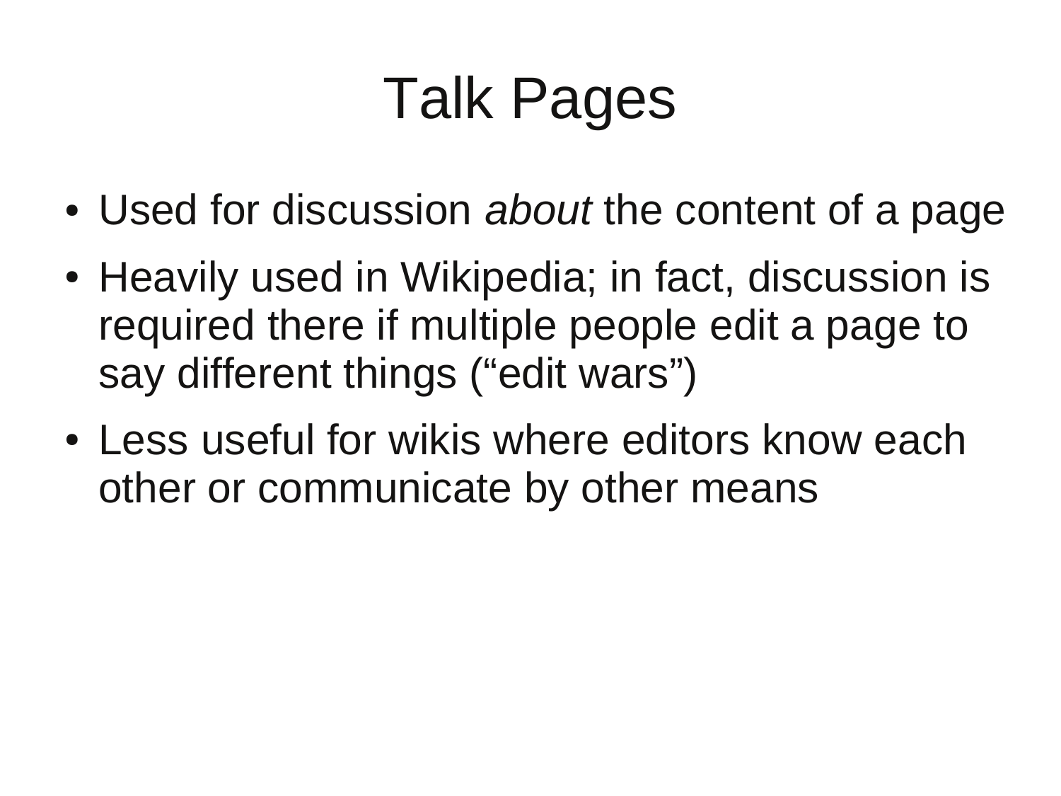# Talk Pages

- Used for discussion *about* the content of a page
- Heavily used in Wikipedia; in fact, discussion is required there if multiple people edit a page to say different things (“edit wars”)
- Less useful for wikis where editors know each other or communicate by other means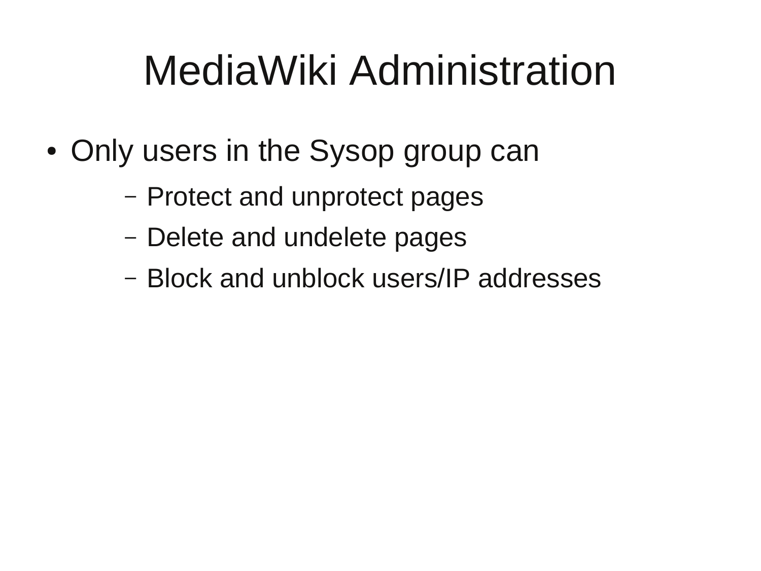# MediaWiki Administration

- Only users in the Sysop group can
  - Protect and unprotect pages
  - Delete and undelete pages
  - Block and unblock users/IP addresses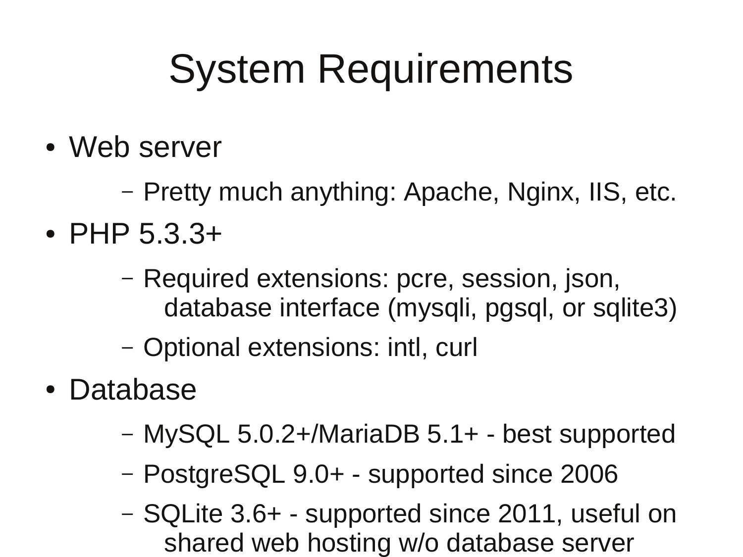# System Requirements

- Web server
  - Pretty much anything: Apache, Nginx, IIS, etc.
- PHP 5.3.3+
  - Required extensions: pcre, session, json, database interface (mysqli, pgsql, or sqlite3)
  - Optional extensions: intl, curl
- Database
  - MySQL 5.0.2+/MariaDB 5.1+ - best supported
  - PostgreSQL 9.0+ - supported since 2006
  - SQLite 3.6+ - supported since 2011, useful on shared web hosting w/o database server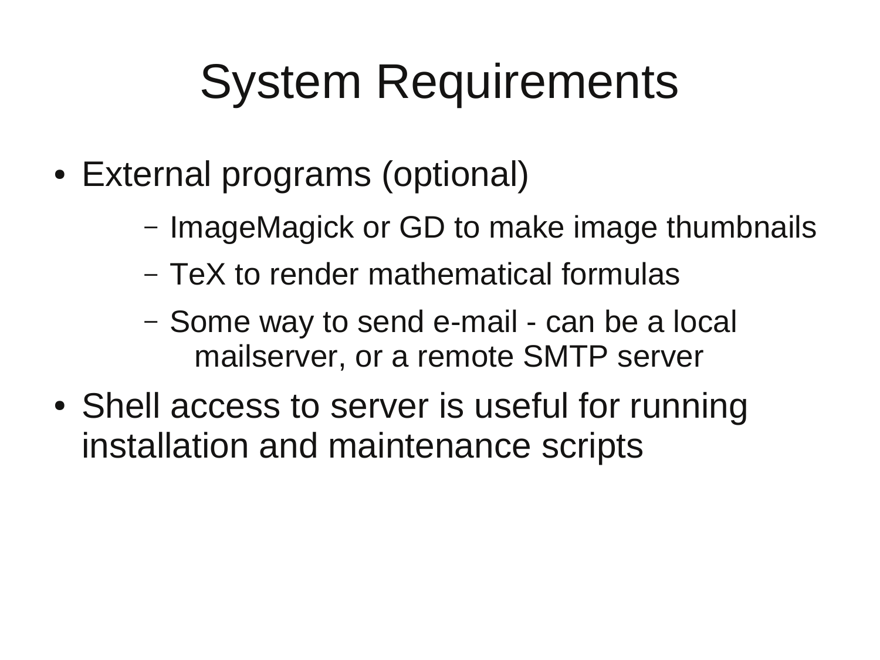# System Requirements

- External programs (optional)
  - ImageMagick or GD to make image thumbnails
  - TeX to render mathematical formulas
  - Some way to send e-mail - can be a local mailserver, or a remote SMTP server
- Shell access to server is useful for running installation and maintenance scripts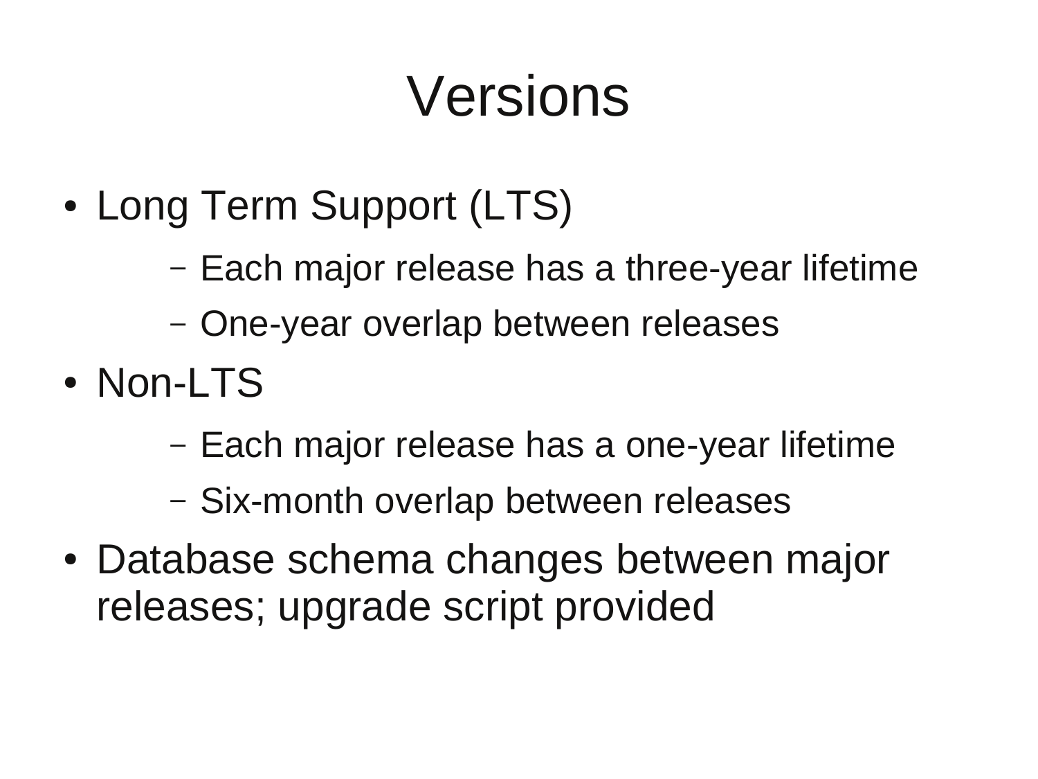# Versions

- Long Term Support (LTS)
  - Each major release has a three-year lifetime
  - One-year overlap between releases
- Non-LTS
  - Each major release has a one-year lifetime
  - Six-month overlap between releases
- Database schema changes between major releases; upgrade script provided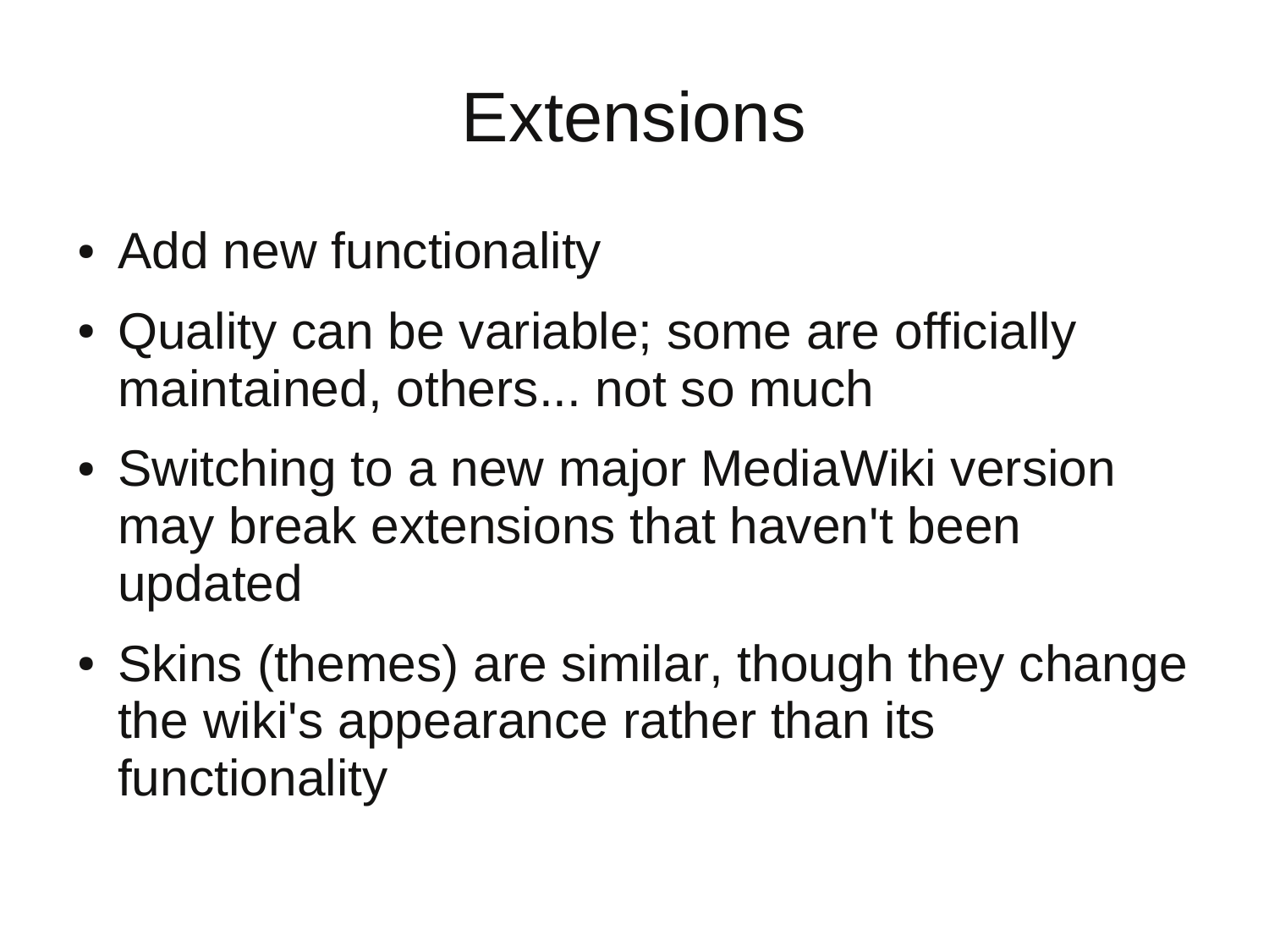# Extensions

- Add new functionality
- Quality can be variable; some are officially maintained, others... not so much
- Switching to a new major MediaWiki version may break extensions that haven't been updated
- Skins (themes) are similar, though they change the wiki's appearance rather than its functionality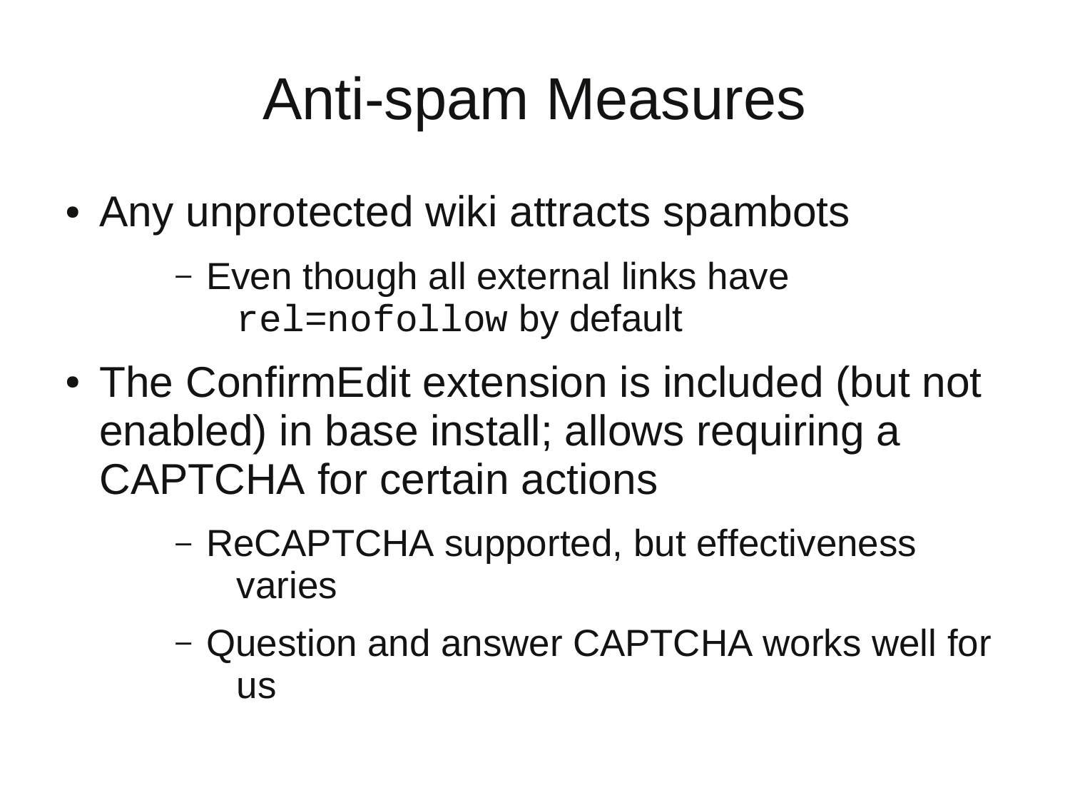# Anti-spam Measures

- Any unprotected wiki attracts spambots
  - Even though all external links have `rel=nofollow` by default
- The ConfirmEdit extension is included (but not enabled) in base install; allows requiring a CAPTCHA for certain actions
  - ReCAPTCHA supported, but effectiveness varies
  - Question and answer CAPTCHA works well for us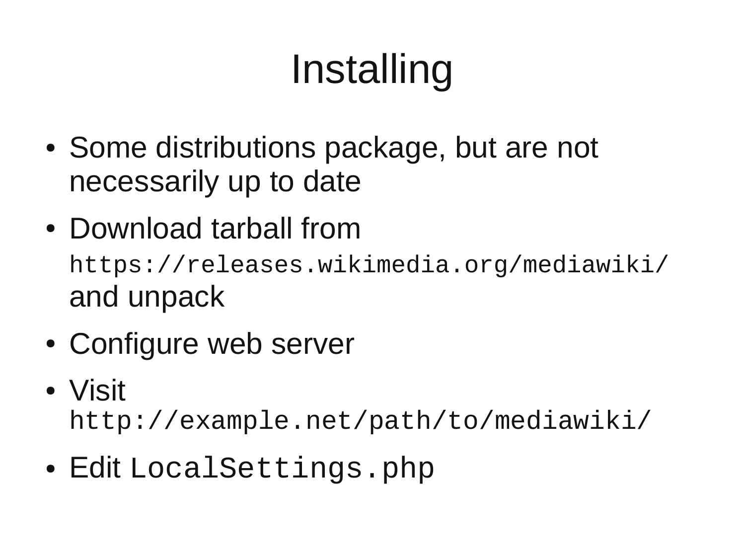# Installing

- Some distributions package, but are not necessarily up to date
- Download tarball from `https://releases.wikimedia.org/mediawiki/` and unpack
- Configure web server
- Visit `http://example.net/path/to/mediawiki/`
- Edit `LocalSettings.php`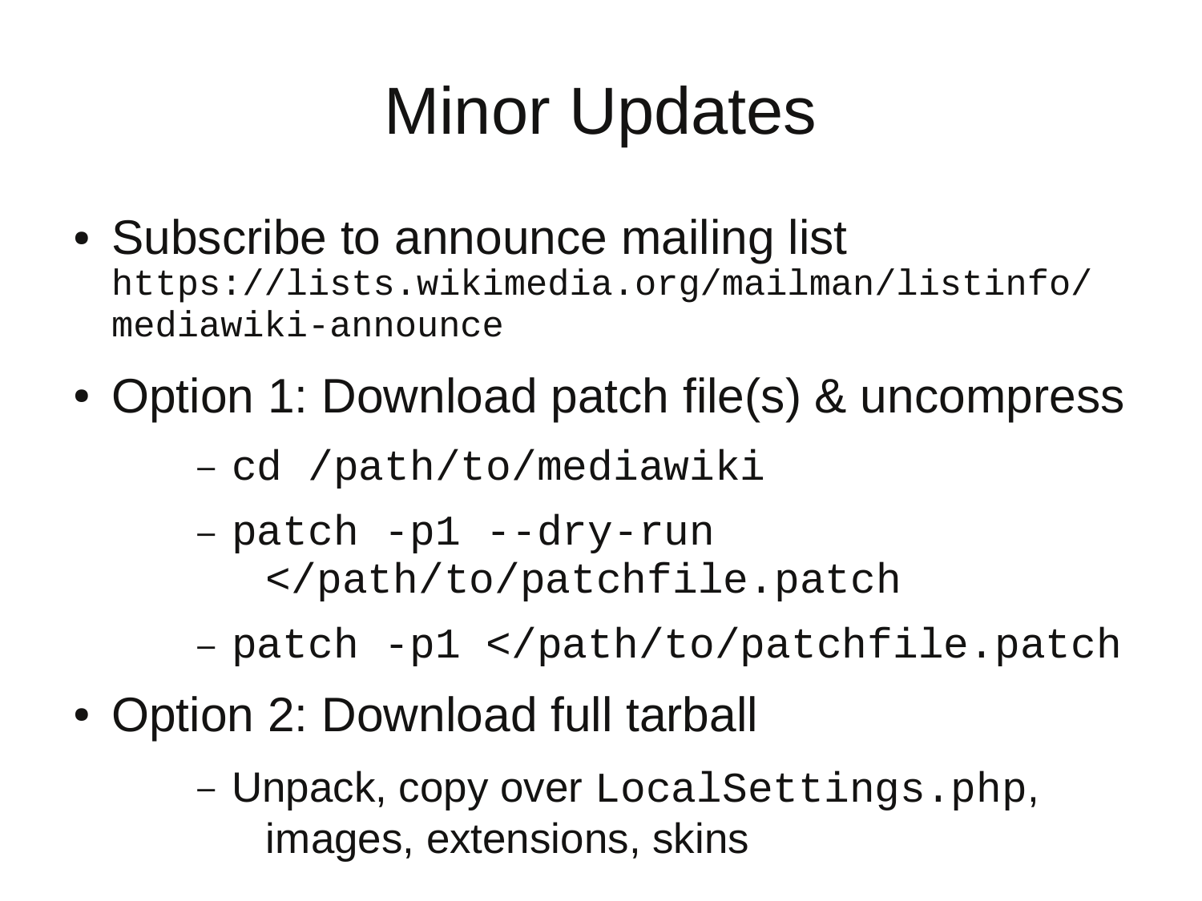# Minor Updates

- Subscribe to announce mailing list `https://lists.wikimedia.org/mailman/listinfo/mediawiki-announce`
- Option 1: Download patch file(s) & uncompress
  - `cd /path/to/mediawiki`
  - `patch -p1 --dry-run </path/to/patchfile.patch`
  - `patch -p1 </path/to/patchfile.patch`
- Option 2: Download full tarball
  - Unpack, copy over `LocalSettings.php`, images, extensions, skins